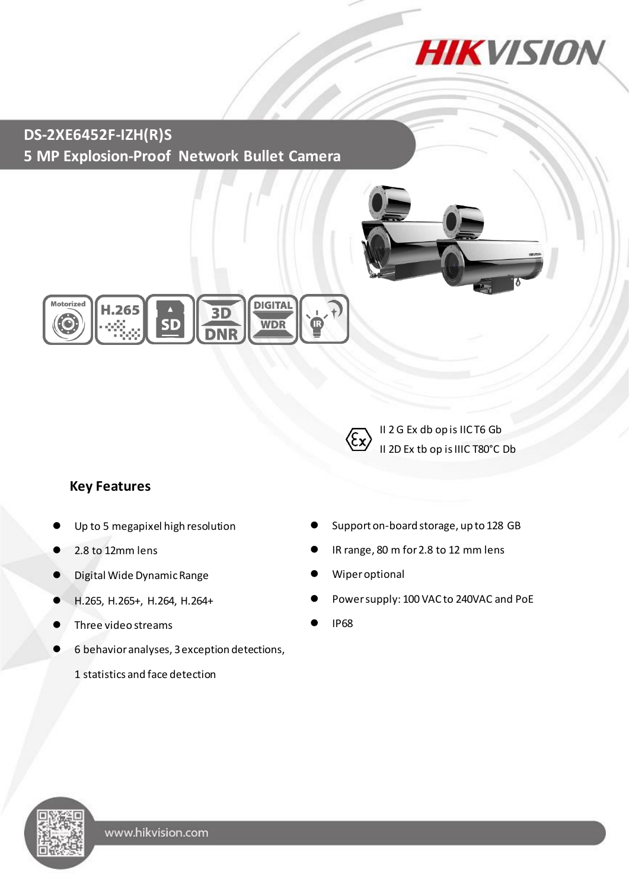# DS-2XE6452F-IZH(R)S

## 5 MP Explosion-Proof Network Bullet Camera

II 2 G Ex db op is IIC T6 Gb

II 2D Ex tb op is IIIC T80°C Db

### Key Features

- Up to 5 megapixel high resolution
- 2.8 to 12mm lens
- Digital Wide Dynamic Range
- H.265, H.265+, H.264, H.264+
- Three video streams
- 6 behavior analyses, 3 exception detections, 1 statistics and face detection
- Support on-board storage, up to 128 GB
- IR range, 80 m for 2.8 to 12 mm lens
- Wiper optional
- Power supply: 100 VAC to 240VAC and PoE
- IP68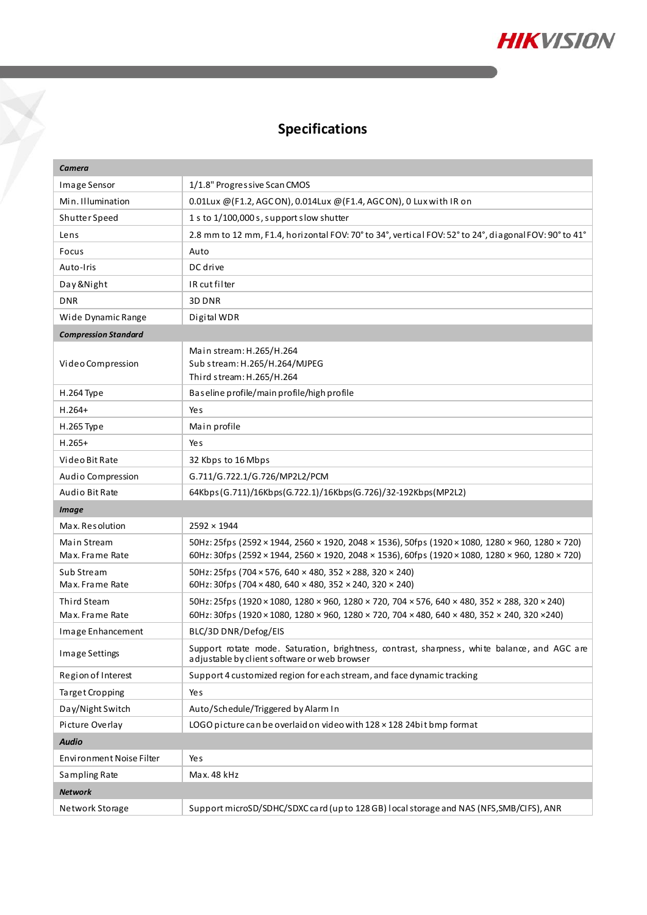# Specifications

| | |
|---|---|
| ***Camera*** | |
| Image Sensor | 1/1.8" Progressive Scan CMOS |
| Min. Illumination | 0.01Lux @(F1.2, AGC ON), 0.014Lux @(F1.4, AGC ON), 0 Lux with IR on |
| Shutter Speed | 1 s to 1/100,000 s, support slow shutter |
| Lens | 2.8 mm to 12 mm, F1.4, horizontal FOV: 70° to 34°, vertical FOV: 52° to 24°, diagonal FOV: 90° to 41° |
| Focus | Auto |
| Auto-Iris | DC drive |
| Day&Night | IR cut filter |
| DNR | 3D DNR |
| Wide Dynamic Range | Digital WDR |
| ***Compression Standard*** | |
| Video Compression | Main stream: H.265/H.264<br>Sub stream: H.265/H.264/MJPEG<br>Third stream: H.265/H.264 |
| H.264 Type | Baseline profile/main profile/high profile |
| H.264+ | Yes |
| H.265 Type | Main profile |
| H.265+ | Yes |
| Video Bit Rate | 32 Kbps to 16 Mbps |
| Audio Compression | G.711/G.722.1/G.726/MP2L2/PCM |
| Audio Bit Rate | 64Kbps(G.711)/16Kbps(G.722.1)/16Kbps(G.726)/32-192Kbps(MP2L2) |
| ***Image*** | |
| Max. Resolution | 2592 × 1944 |
| Main Stream<br>Max. Frame Rate | 50Hz: 25fps (2592 × 1944, 2560 × 1920, 2048 × 1536), 50fps (1920 × 1080, 1280 × 960, 1280 × 720)<br>60Hz: 30fps (2592 × 1944, 2560 × 1920, 2048 × 1536), 60fps (1920 × 1080, 1280 × 960, 1280 × 720) |
| Sub Stream<br>Max. Frame Rate | 50Hz: 25fps (704 × 576, 640 × 480, 352 × 288, 320 × 240)<br>60Hz: 30fps (704 × 480, 640 × 480, 352 × 240, 320 × 240) |
| Third Stream<br>Max. Frame Rate | 50Hz: 25fps (1920 × 1080, 1280 × 960, 1280 × 720, 704 × 576, 640 × 480, 352 × 288, 320 × 240)<br>60Hz: 30fps (1920 × 1080, 1280 × 960, 1280 × 720, 704 × 480, 640 × 480, 352 × 240, 320 ×240) |
| Image Enhancement | BLC/3D DNR/Defog/EIS |
| Image Settings | Support rotate mode. Saturation, brightness, contrast, sharpness, white balance, and AGC are adjustable by client software or web browser |
| Region of Interest | Support 4 customized region for each stream, and face dynamic tracking |
| Target Cropping | Yes |
| Day/Night Switch | Auto/Schedule/Triggered by Alarm In |
| Picture Overlay | LOGO picture can be overlaid on video with 128 × 128 24bit bmp format |
| ***Audio*** | |
| Environment Noise Filter | Yes |
| Sampling Rate | Max. 48 kHz |
| ***Network*** | |
| Network Storage | Support microSD/SDHC/SDXC card (up to 128 GB) local storage and NAS (NFS,SMB/CIFS), ANR |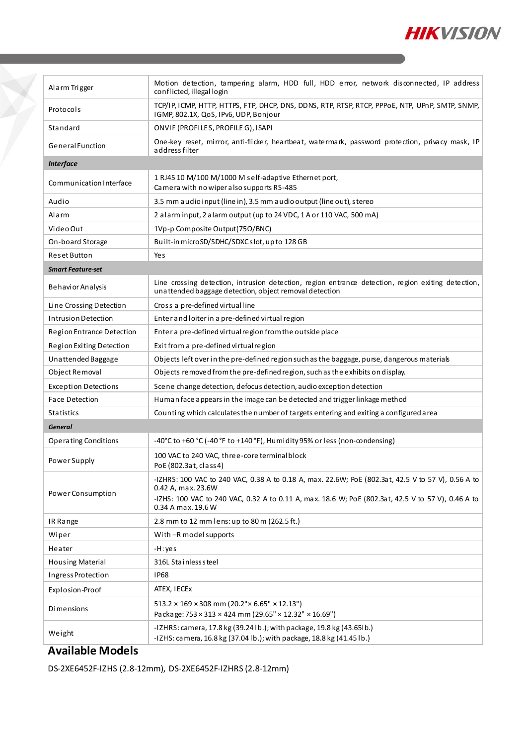| | |
|---|---|
| Alarm Trigger | Motion detection, tampering alarm, HDD full, HDD error, network disconnected, IP address conflicted, illegal login |
| Protocols | TCP/IP, ICMP, HTTP, HTTPS, FTP, DHCP, DNS, DDNS, RTP, RTSP, RTCP, PPPoE, NTP, UPnP, SMTP, SNMP, IGMP, 802.1X, QoS, IPv6, UDP, Bonjour |
| Standard | ONVIF (PROFILE S, PROFILE G), ISAPI |
| General Function | One-key reset, mirror, anti-flicker, heartbeat, watermark, password protection, privacy mask, IP address filter |
| ***Interface*** | |
| Communication Interface | 1 RJ45 10 M/100 M/1000 M self-adaptive Ethernet port,<br>Camera with no wiper also supports RS-485 |
| Audio | 3.5 mm audio input (line in), 3.5 mm audio output (line out), stereo |
| Alarm | 2 alarm input, 2 alarm output (up to 24 VDC, 1 A or 110 VAC, 500 mA) |
| Video Out | 1Vp-p Composite Output(75Ω/BNC) |
| On-board Storage | Built-in microSD/SDHC/SDXC slot, up to 128 GB |
| Reset Button | Yes |
| ***Smart Feature-set*** | |
| Behavior Analysis | Line crossing detection, intrusion detection, region entrance detection, region exiting detection, unattended baggage detection, object removal detection |
| Line Crossing Detection | Cross a pre-defined virtual line |
| Intrusion Detection | Enter and loiter in a pre-defined virtual region |
| Region Entrance Detection | Enter a pre-defined virtual region from the outside place |
| Region Exiting Detection | Exit from a pre-defined virtual region |
| Unattended Baggage | Objects left over in the pre-defined region such as the baggage, purse, dangerous materials |
| Object Removal | Objects removed from the pre-defined region, such as the exhibits on display. |
| Exception Detections | Scene change detection, defocus detection, audio exception detection |
| Face Detection | Human face appears in the image can be detected and trigger linkage method |
| Statistics | Counting which calculates the number of targets entering and exiting a configured area |
| ***General*** | |
| Operating Conditions | -40°C to +60 °C (-40 °F to +140 °F), Humidity 95% or less (non-condensing) |
| Power Supply | 100 VAC to 240 VAC, three-core terminal block<br>PoE (802.3at, class4) |
| Power Consumption | -IZHRS: 100 VAC to 240 VAC, 0.38 A to 0.18 A, max. 22.6W; PoE (802.3at, 42.5 V to 57 V), 0.56 A to 0.42 A, max. 23.6W<br>-IZHS: 100 VAC to 240 VAC, 0.32 A to 0.11 A, max. 18.6 W; PoE (802.3at, 42.5 V to 57 V), 0.46 A to 0.34 A max. 19.6 W |
| IR Range | 2.8 mm to 12 mm lens: up to 80 m (262.5 ft.) |
| Wiper | With –R model supports |
| Heater | -H: yes |
| Housing Material | 316L Stainless steel |
| Ingress Protection | IP68 |
| Explosion-Proof | ATEX, IECEx |
| Dimensions | 513.2 × 169 × 308 mm (20.2"× 6.65" × 12.13")<br>Package: 753 × 313 × 424 mm (29.65" × 12.32" × 16.69") |
| Weight | -IZHRS: camera, 17.8 kg (39.24 lb.); with package, 19.8 kg (43.65lb.)<br>-IZHS: camera, 16.8 kg (37.04 lb.); with package, 18.8 kg (41.45 lb.) |

## Available Models

DS-2XE6452F-IZHS (2.8-12mm), DS-2XE6452F-IZHRS (2.8-12mm)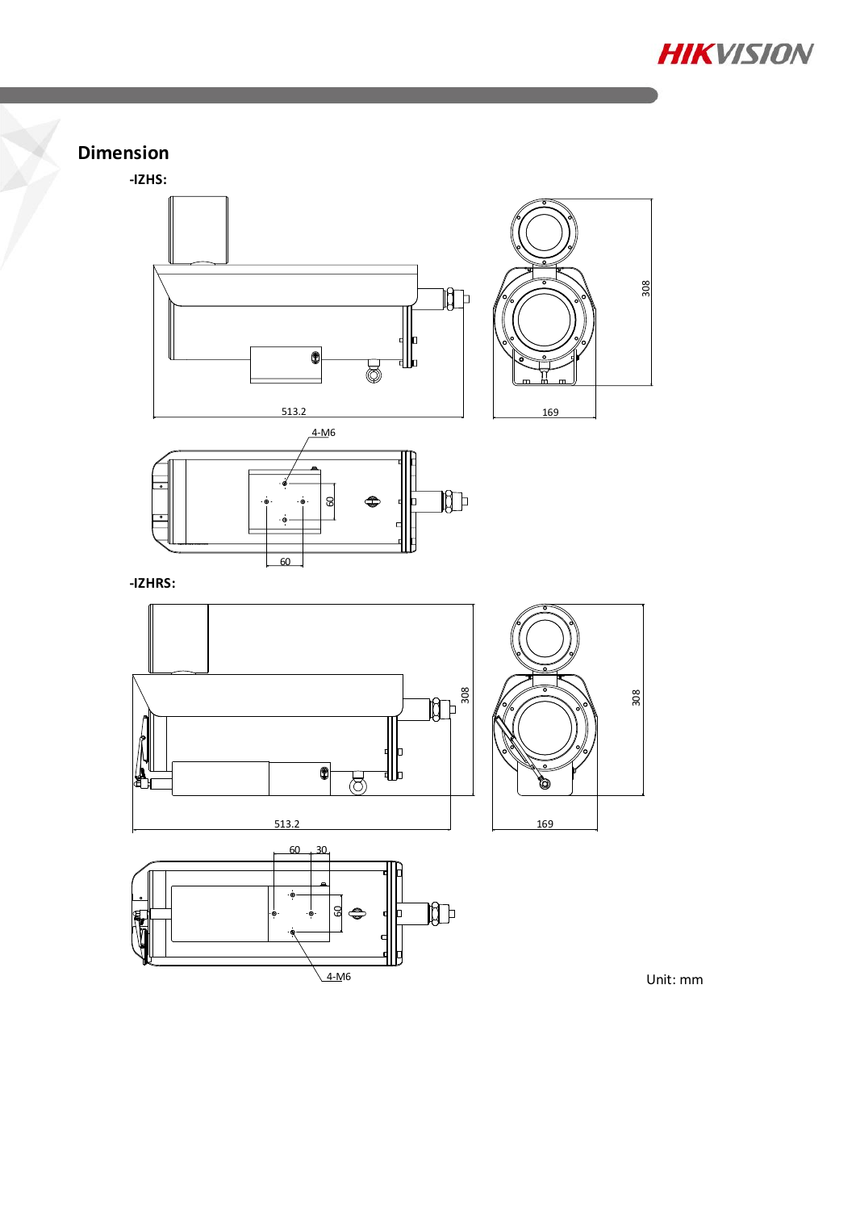## Dimension

**-IZHS:**

513.2

169

308

4-M6

60

60

**-IZHRS:**

308

308

513.2

169

60

30

60

4-M6

Unit: mm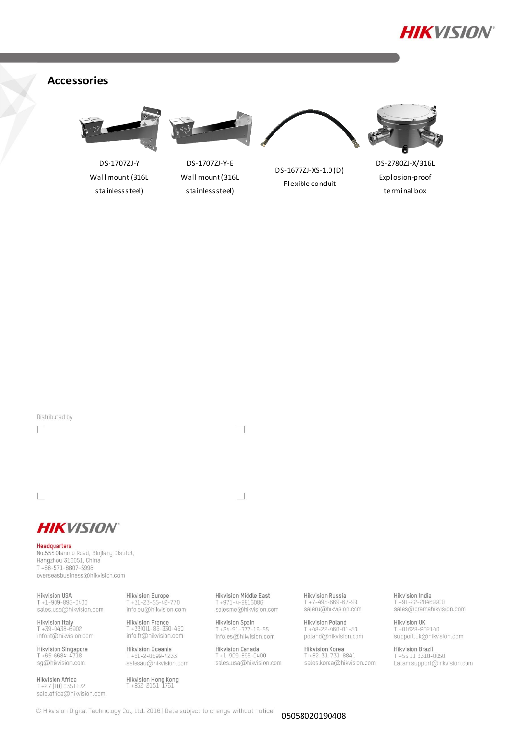## Accessories

| DS-1707ZJ-Y | DS-1707ZJ-Y-E | DS-1677ZJ-XS-1.0 (D) | DS-2780ZJ-X/316L |
|---|---|---|---|
| Wall mount (316L stainless steel) | Wall mount (316L stainless steel) | Flexible conduit | Explosion-proof terminal box |

Distributed by

**HIKVISION**

Headquarters
No.555 Qianmo Road, Binjiang District,
Hangzhou 310051, China
T +86-571-8807-5998
overseasbusiness@hikvision.com

Hikvision USA
T +1-909-895-0400
sales.usa@hikvision.com

Hikvision Europe
T +31-23-55-42-770
info.eu@hikvision.com

Hikvision Middle East
T +971-4-8816086
salesme@hikvision.com

Hikvision Russia
T +7-495-669-67-99
saleru@hikvision.com

Hikvision India
T +91-22-28469900
sales@pramahikvision.com

Hikvision Italy
T +39-0438-6902
info.it@hikvision.com

Hikvision France
T +33(0)1-85-330-450
info.fr@hikvision.com

Hikvision Spain
T +34-91-737-16-55
info.es@hikvision.com

Hikvision Poland
T +48-22-460-01-50
poland@hikvision.com

Hikvision UK
T +01628-902140
support.uk@hikvision.com

Hikvision Singapore
T +65-6684-4718
sg@hikvision.com

Hikvision Oceania
T +61-2-8599-4233
salesau@hikvision.com

Hikvision Canada
T +1-909-895-0400
sales.usa@hikvision.com

Hikvision Korea
T +82-31-731-8841
sales.korea@hikvision.com

Hikvision Brazil
T +55 11 3318-0050
Latam.support@hikvision.com

Hikvision Africa
T +27 (10) 0351172
sale.africa@hikvision.com

Hikvision Hong Kong
T +852-2151-1761

© Hikvision Digital Technology Co., Ltd. 2016 | Data subject to change without notice

05058020190408